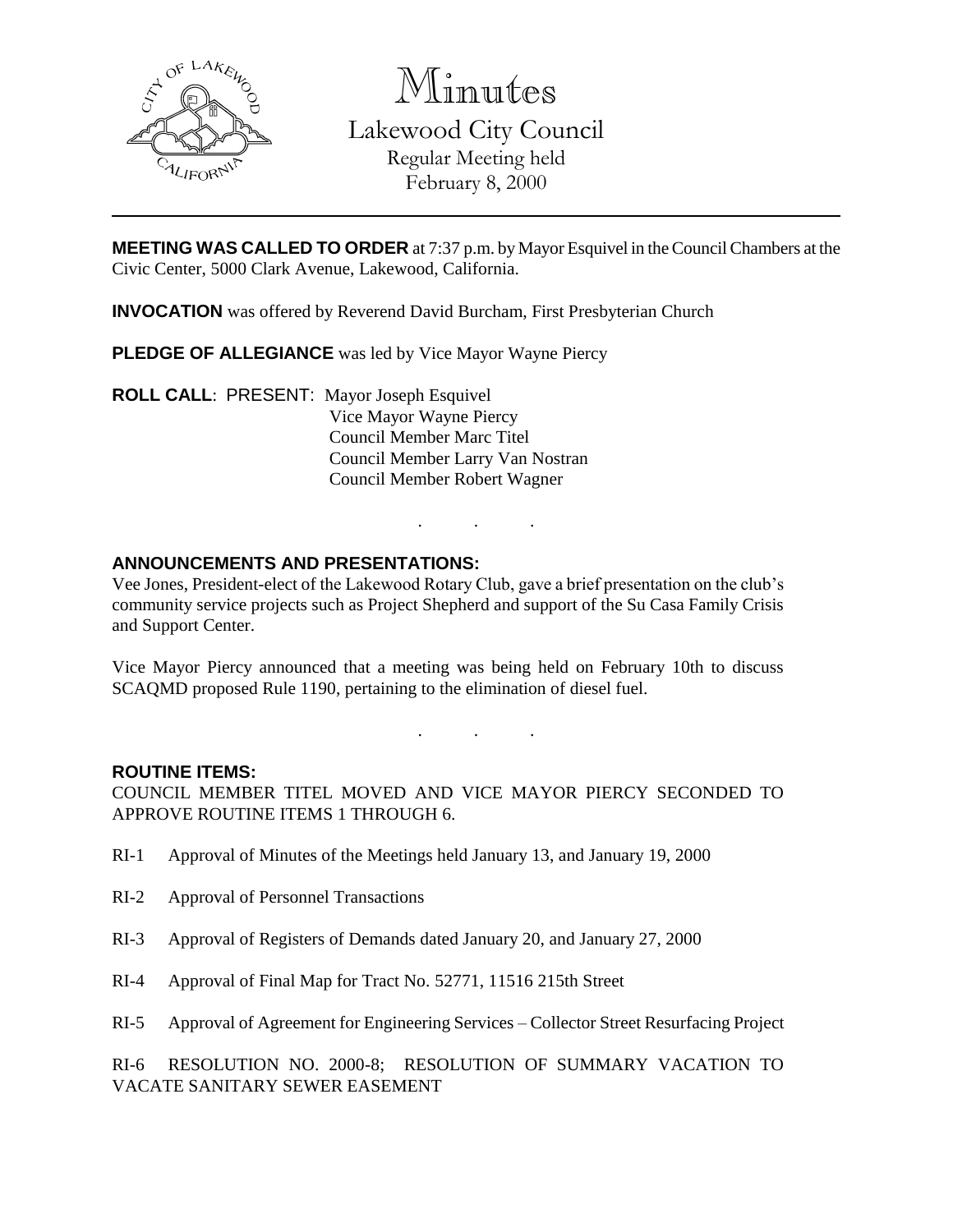# Minutes

## Lakewood City Council

Regular Meeting held
February 8, 2000

**MEETING WAS CALLED TO ORDER** at 7:37 p.m. by Mayor Esquivel in the Council Chambers at the Civic Center, 5000 Clark Avenue, Lakewood, California.

**INVOCATION** was offered by Reverend David Burcham, First Presbyterian Church

**PLEDGE OF ALLEGIANCE** was led by Vice Mayor Wayne Piercy

**ROLL CALL**: PRESENT: Mayor Joseph Esquivel
Vice Mayor Wayne Piercy
Council Member Marc Titel
Council Member Larry Van Nostran
Council Member Robert Wagner

. . .

**ANNOUNCEMENTS AND PRESENTATIONS:**

Vee Jones, President-elect of the Lakewood Rotary Club, gave a brief presentation on the club's community service projects such as Project Shepherd and support of the Su Casa Family Crisis and Support Center.

Vice Mayor Piercy announced that a meeting was being held on February 10th to discuss SCAQMD proposed Rule 1190, pertaining to the elimination of diesel fuel.

. . .

**ROUTINE ITEMS:**

COUNCIL MEMBER TITEL MOVED AND VICE MAYOR PIERCY SECONDED TO APPROVE ROUTINE ITEMS 1 THROUGH 6.

RI-1 Approval of Minutes of the Meetings held January 13, and January 19, 2000

RI-2 Approval of Personnel Transactions

RI-3 Approval of Registers of Demands dated January 20, and January 27, 2000

RI-4 Approval of Final Map for Tract No. 52771, 11516 215th Street

RI-5 Approval of Agreement for Engineering Services – Collector Street Resurfacing Project

RI-6 RESOLUTION NO. 2000-8; RESOLUTION OF SUMMARY VACATION TO VACATE SANITARY SEWER EASEMENT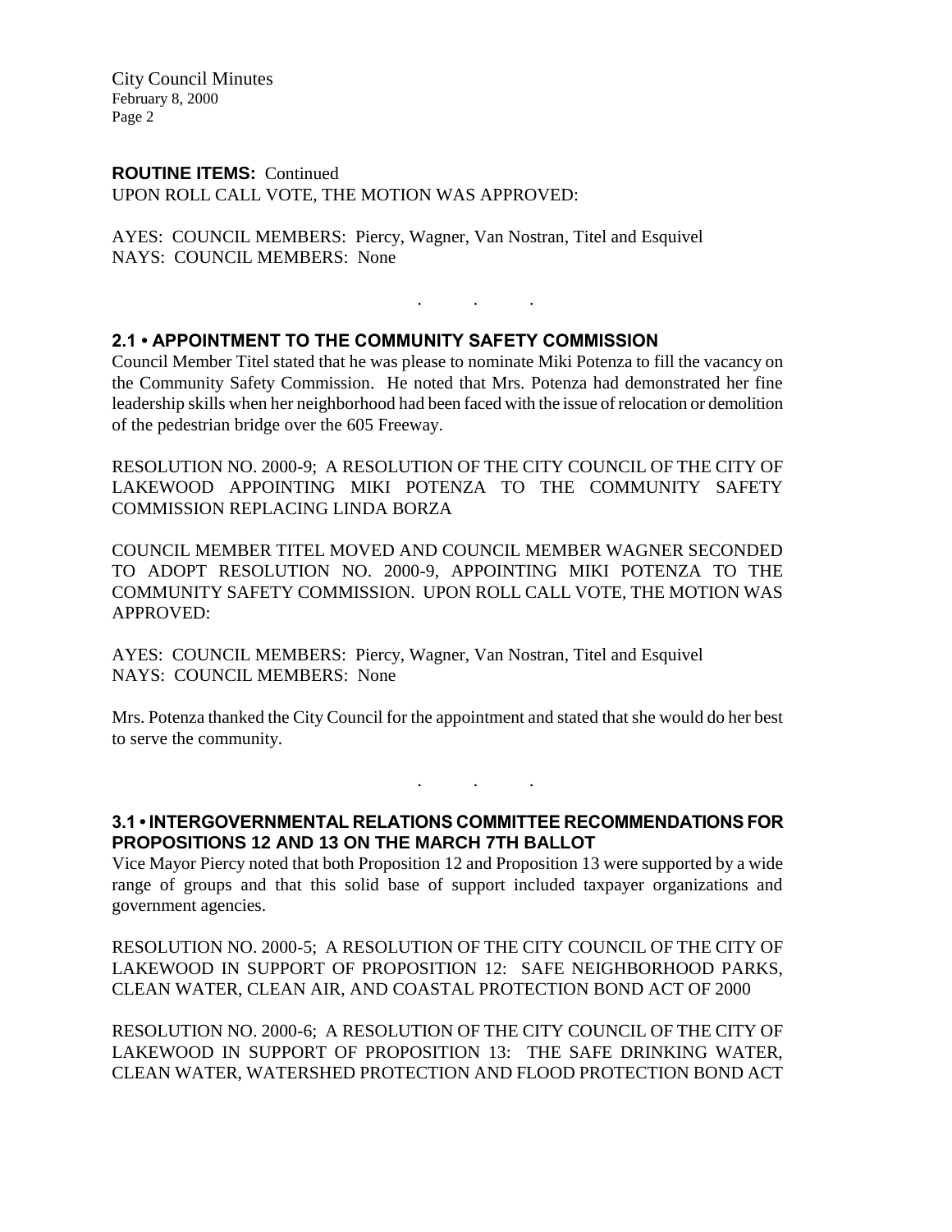**ROUTINE ITEMS:** Continued
UPON ROLL CALL VOTE, THE MOTION WAS APPROVED:

AYES: COUNCIL MEMBERS: Piercy, Wagner, Van Nostran, Titel and Esquivel
NAYS: COUNCIL MEMBERS: None

. . .

## 2.1 • APPOINTMENT TO THE COMMUNITY SAFETY COMMISSION

Council Member Titel stated that he was please to nominate Miki Potenza to fill the vacancy on the Community Safety Commission. He noted that Mrs. Potenza had demonstrated her fine leadership skills when her neighborhood had been faced with the issue of relocation or demolition of the pedestrian bridge over the 605 Freeway.

RESOLUTION NO. 2000-9; A RESOLUTION OF THE CITY COUNCIL OF THE CITY OF LAKEWOOD APPOINTING MIKI POTENZA TO THE COMMUNITY SAFETY COMMISSION REPLACING LINDA BORZA

COUNCIL MEMBER TITEL MOVED AND COUNCIL MEMBER WAGNER SECONDED TO ADOPT RESOLUTION NO. 2000-9, APPOINTING MIKI POTENZA TO THE COMMUNITY SAFETY COMMISSION. UPON ROLL CALL VOTE, THE MOTION WAS APPROVED:

AYES: COUNCIL MEMBERS: Piercy, Wagner, Van Nostran, Titel and Esquivel
NAYS: COUNCIL MEMBERS: None

Mrs. Potenza thanked the City Council for the appointment and stated that she would do her best to serve the community.

. . .

## 3.1 • INTERGOVERNMENTAL RELATIONS COMMITTEE RECOMMENDATIONS FOR PROPOSITIONS 12 AND 13 ON THE MARCH 7TH BALLOT

Vice Mayor Piercy noted that both Proposition 12 and Proposition 13 were supported by a wide range of groups and that this solid base of support included taxpayer organizations and government agencies.

RESOLUTION NO. 2000-5; A RESOLUTION OF THE CITY COUNCIL OF THE CITY OF LAKEWOOD IN SUPPORT OF PROPOSITION 12: SAFE NEIGHBORHOOD PARKS, CLEAN WATER, CLEAN AIR, AND COASTAL PROTECTION BOND ACT OF 2000

RESOLUTION NO. 2000-6; A RESOLUTION OF THE CITY COUNCIL OF THE CITY OF LAKEWOOD IN SUPPORT OF PROPOSITION 13: THE SAFE DRINKING WATER, CLEAN WATER, WATERSHED PROTECTION AND FLOOD PROTECTION BOND ACT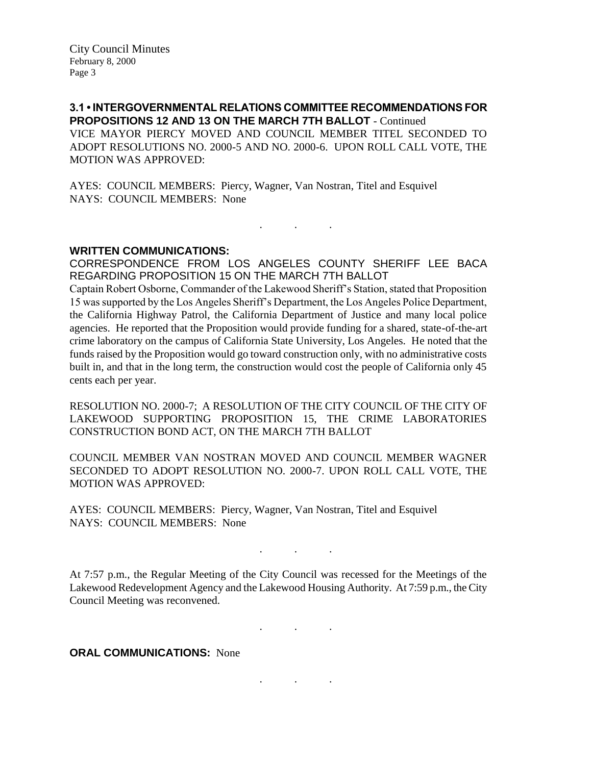**3.1 • INTERGOVERNMENTAL RELATIONS COMMITTEE RECOMMENDATIONS FOR PROPOSITIONS 12 AND 13 ON THE MARCH 7TH BALLOT** - Continued

VICE MAYOR PIERCY MOVED AND COUNCIL MEMBER TITEL SECONDED TO ADOPT RESOLUTIONS NO. 2000-5 AND NO. 2000-6. UPON ROLL CALL VOTE, THE MOTION WAS APPROVED:

AYES: COUNCIL MEMBERS: Piercy, Wagner, Van Nostran, Titel and Esquivel
NAYS: COUNCIL MEMBERS: None

. . .

**WRITTEN COMMUNICATIONS:**

CORRESPONDENCE FROM LOS ANGELES COUNTY SHERIFF LEE BACA REGARDING PROPOSITION 15 ON THE MARCH 7TH BALLOT

Captain Robert Osborne, Commander of the Lakewood Sheriff's Station, stated that Proposition 15 was supported by the Los Angeles Sheriff's Department, the Los Angeles Police Department, the California Highway Patrol, the California Department of Justice and many local police agencies. He reported that the Proposition would provide funding for a shared, state-of-the-art crime laboratory on the campus of California State University, Los Angeles. He noted that the funds raised by the Proposition would go toward construction only, with no administrative costs built in, and that in the long term, the construction would cost the people of California only 45 cents each per year.

RESOLUTION NO. 2000-7; A RESOLUTION OF THE CITY COUNCIL OF THE CITY OF LAKEWOOD SUPPORTING PROPOSITION 15, THE CRIME LABORATORIES CONSTRUCTION BOND ACT, ON THE MARCH 7TH BALLOT

COUNCIL MEMBER VAN NOSTRAN MOVED AND COUNCIL MEMBER WAGNER SECONDED TO ADOPT RESOLUTION NO. 2000-7. UPON ROLL CALL VOTE, THE MOTION WAS APPROVED:

AYES: COUNCIL MEMBERS: Piercy, Wagner, Van Nostran, Titel and Esquivel
NAYS: COUNCIL MEMBERS: None

. . .

At 7:57 p.m., the Regular Meeting of the City Council was recessed for the Meetings of the Lakewood Redevelopment Agency and the Lakewood Housing Authority. At 7:59 p.m., the City Council Meeting was reconvened.

. . .

**ORAL COMMUNICATIONS:** None

. . .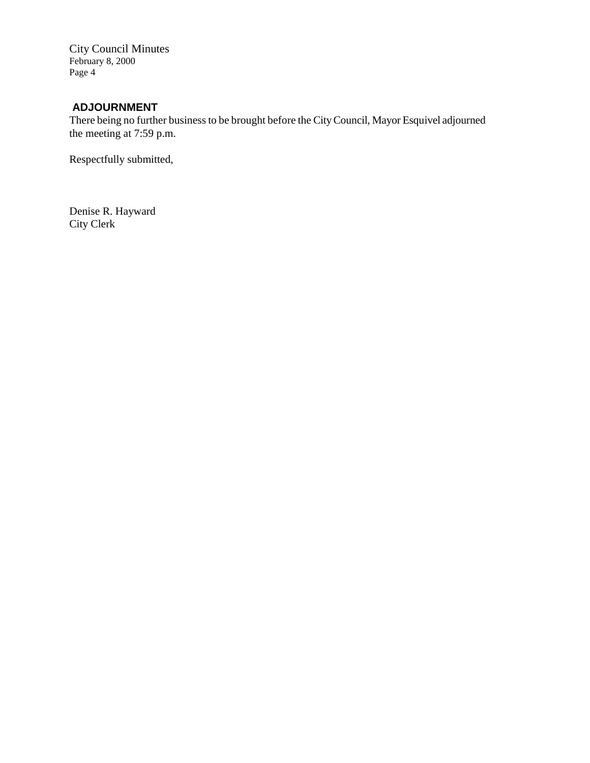## ADJOURNMENT

There being no further business to be brought before the City Council, Mayor Esquivel adjourned the meeting at 7:59 p.m.

Respectfully submitted,

Denise R. Hayward
City Clerk